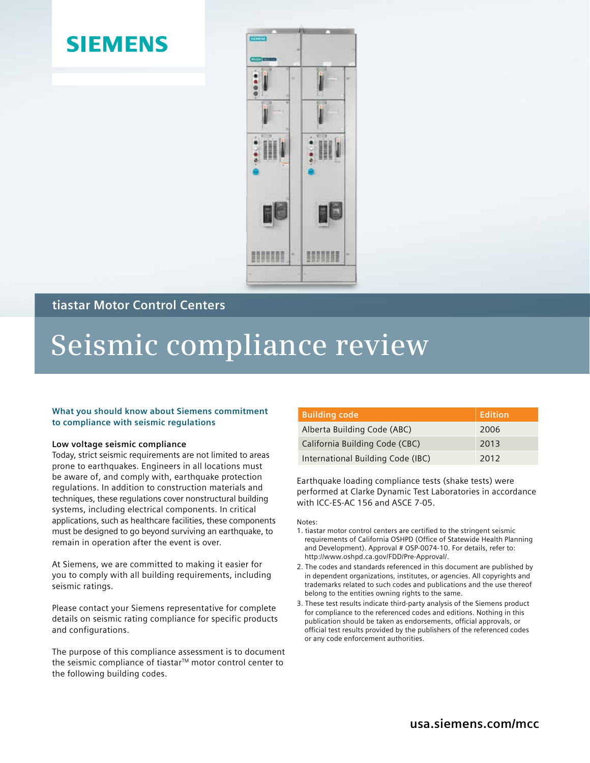SIEMENS

tiastar Motor Control Centers

# Seismic compliance review

## What you should know about Siemens commitment to compliance with seismic regulations

### Low voltage seismic compliance

Today, strict seismic requirements are not limited to areas prone to earthquakes. Engineers in all locations must be aware of, and comply with, earthquake protection regulations. In addition to construction materials and techniques, these regulations cover nonstructural building systems, including electrical components. In critical applications, such as healthcare facilities, these components must be designed to go beyond surviving an earthquake, to remain in operation after the event is over.

At Siemens, we are committed to making it easier for you to comply with all building requirements, including seismic ratings.

Please contact your Siemens representative for complete details on seismic rating compliance for specific products and configurations.

The purpose of this compliance assessment is to document the seismic compliance of tiastar™ motor control center to the following building codes.

| Building code | Edition |
|---|---|
| Alberta Building Code (ABC) | 2006 |
| California Building Code (CBC) | 2013 |
| International Building Code (IBC) | 2012 |

Earthquake loading compliance tests (shake tests) were performed at Clarke Dynamic Test Laboratories in accordance with ICC-ES-AC 156 and ASCE 7-05.

Notes:

1. tiastar motor control centers are certified to the stringent seismic requirements of California OSHPD (Office of Statewide Health Planning and Development). Approval # OSP-0074-10. For details, refer to: http://www.oshpd.ca.gov/FDD/Pre-Approval/.
2. The codes and standards referenced in this document are published by in dependent organizations, institutes, or agencies. All copyrights and trademarks related to such codes and publications and the use thereof belong to the entities owning rights to the same.
3. These test results indicate third-party analysis of the Siemens product for compliance to the referenced codes and editions. Nothing in this publication should be taken as endorsements, official approvals, or official test results provided by the publishers of the referenced codes or any code enforcement authorities.

usa.siemens.com/mcc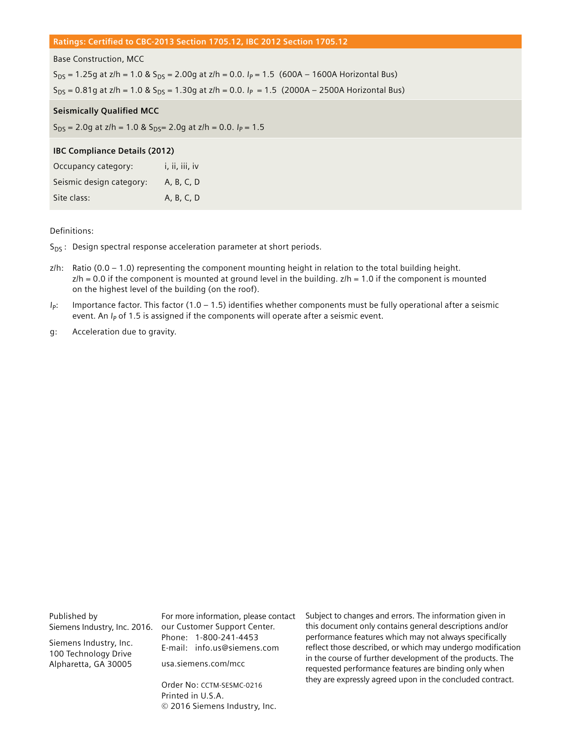## Ratings: Certified to CBC-2013 Section 1705.12, IBC 2012 Section 1705.12

Base Construction, MCC

$S_{DS}$ = 1.25g at z/h = 1.0 & $S_{DS}$ = 2.00g at z/h = 0.0. $I_P$ = 1.5 (600A – 1600A Horizontal Bus)

$S_{DS}$ = 0.81g at z/h = 1.0 & $S_{DS}$ = 1.30g at z/h = 0.0. $I_P$ = 1.5 (2000A – 2500A Horizontal Bus)

### Seismically Qualified MCC

$S_{DS}$ = 2.0g at z/h = 1.0 & $S_{DS}$= 2.0g at z/h = 0.0. $I_P$ = 1.5

### IBC Compliance Details (2012)

| | |
|---|---|
| Occupancy category: | i, ii, iii, iv |
| Seismic design category: | A, B, C, D |
| Site class: | A, B, C, D |

Definitions:

$S_{DS}$ : Design spectral response acceleration parameter at short periods.

z/h: Ratio (0.0 – 1.0) representing the component mounting height in relation to the total building height. z/h = 0.0 if the component is mounted at ground level in the building. z/h = 1.0 if the component is mounted on the highest level of the building (on the roof).

$I_P$: Importance factor. This factor (1.0 – 1.5) identifies whether components must be fully operational after a seismic event. An $I_P$ of 1.5 is assigned if the components will operate after a seismic event.

g: Acceleration due to gravity.

Published by
Siemens Industry, Inc. 2016.

Siemens Industry, Inc.
100 Technology Drive
Alpharetta, GA 30005

For more information, please contact our Customer Support Center.
Phone: 1-800-241-4453
E-mail: info.us@siemens.com

usa.siemens.com/mcc

Order No: CCTM-SESMC-0216
Printed in U.S.A.
© 2016 Siemens Industry, Inc.

Subject to changes and errors. The information given in this document only contains general descriptions and/or performance features which may not always specifically reflect those described, or which may undergo modification in the course of further development of the products. The requested performance features are binding only when they are expressly agreed upon in the concluded contract.